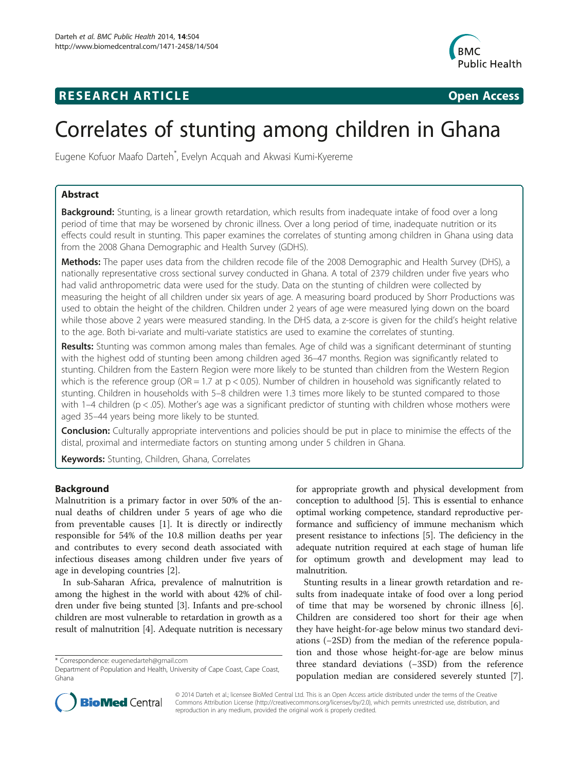**RESEARCH ARTICLE** **Open Access**

# Correlates of stunting among children in Ghana

Eugene Kofuor Maafo Darteh*, Evelyn Acquah and Akwasi Kumi-Kyereme

## Abstract

**Background:** Stunting, is a linear growth retardation, which results from inadequate intake of food over a long period of time that may be worsened by chronic illness. Over a long period of time, inadequate nutrition or its effects could result in stunting. This paper examines the correlates of stunting among children in Ghana using data from the 2008 Ghana Demographic and Health Survey (GDHS).

**Methods:** The paper uses data from the children recode file of the 2008 Demographic and Health Survey (DHS), a nationally representative cross sectional survey conducted in Ghana. A total of 2379 children under five years who had valid anthropometric data were used for the study. Data on the stunting of children were collected by measuring the height of all children under six years of age. A measuring board produced by Shorr Productions was used to obtain the height of the children. Children under 2 years of age were measured lying down on the board while those above 2 years were measured standing. In the DHS data, a z-score is given for the child's height relative to the age. Both bi-variate and multi-variate statistics are used to examine the correlates of stunting.

**Results:** Stunting was common among males than females. Age of child was a significant determinant of stunting with the highest odd of stunting been among children aged 36–47 months. Region was significantly related to stunting. Children from the Eastern Region were more likely to be stunted than children from the Western Region which is the reference group (OR = 1.7 at $p < 0.05$). Number of children in household was significantly related to stunting. Children in households with 5–8 children were 1.3 times more likely to be stunted compared to those with 1–4 children ($p < .05$). Mother's age was a significant predictor of stunting with children whose mothers were aged 35–44 years being more likely to be stunted.

**Conclusion:** Culturally appropriate interventions and policies should be put in place to minimise the effects of the distal, proximal and intermediate factors on stunting among under 5 children in Ghana.

**Keywords:** Stunting, Children, Ghana, Correlates

## Background

Malnutrition is a primary factor in over 50% of the annual deaths of children under 5 years of age who die from preventable causes [1]. It is directly or indirectly responsible for 54% of the 10.8 million deaths per year and contributes to every second death associated with infectious diseases among children under five years of age in developing countries [2].

In sub-Saharan Africa, prevalence of malnutrition is among the highest in the world with about 42% of children under five being stunted [3]. Infants and pre-school children are most vulnerable to retardation in growth as a result of malnutrition [4]. Adequate nutrition is necessary for appropriate growth and physical development from conception to adulthood [5]. This is essential to enhance optimal working competence, standard reproductive performance and sufficiency of immune mechanism which present resistance to infections [5]. The deficiency in the adequate nutrition required at each stage of human life for optimum growth and development may lead to malnutrition.

Stunting results in a linear growth retardation and results from inadequate intake of food over a long period of time that may be worsened by chronic illness [6]. Children are considered too short for their age when they have height-for-age below minus two standard deviations (−2SD) from the median of the reference population and those whose height-for-age are below minus three standard deviations (−3SD) from the reference population median are considered severely stunted [7].

* Correspondence: eugenedarteh@gmail.com
Department of Population and Health, University of Cape Coast, Cape Coast, Ghana

© 2014 Darteh et al.; licensee BioMed Central Ltd. This is an Open Access article distributed under the terms of the Creative Commons Attribution License (http://creativecommons.org/licenses/by/2.0), which permits unrestricted use, distribution, and reproduction in any medium, provided the original work is properly credited.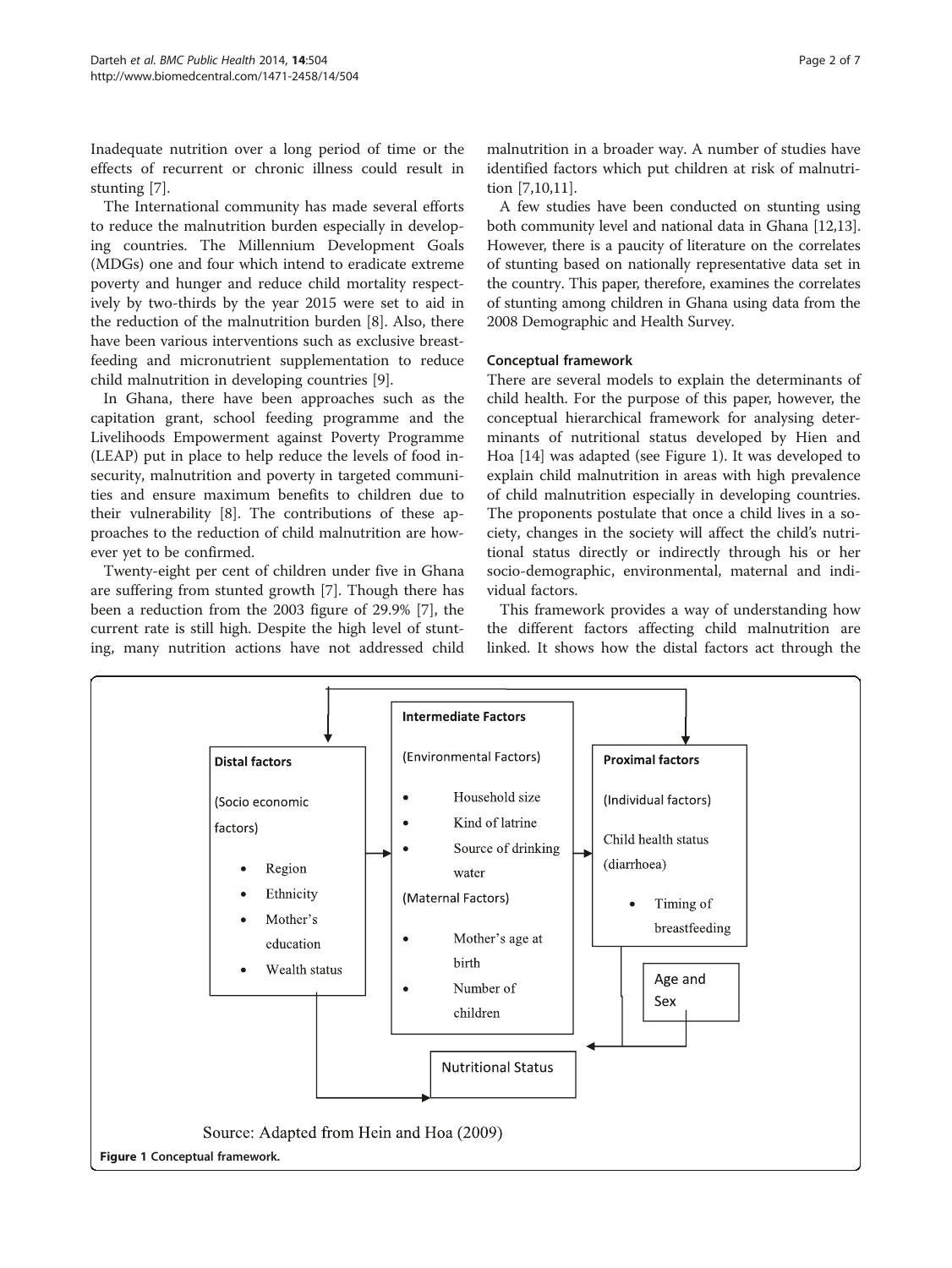Inadequate nutrition over a long period of time or the effects of recurrent or chronic illness could result in stunting [7].

The International community has made several efforts to reduce the malnutrition burden especially in developing countries. The Millennium Development Goals (MDGs) one and four which intend to eradicate extreme poverty and hunger and reduce child mortality respectively by two-thirds by the year 2015 were set to aid in the reduction of the malnutrition burden [8]. Also, there have been various interventions such as exclusive breastfeeding and micronutrient supplementation to reduce child malnutrition in developing countries [9].

In Ghana, there have been approaches such as the capitation grant, school feeding programme and the Livelihoods Empowerment against Poverty Programme (LEAP) put in place to help reduce the levels of food insecurity, malnutrition and poverty in targeted communities and ensure maximum benefits to children due to their vulnerability [8]. The contributions of these approaches to the reduction of child malnutrition are however yet to be confirmed.

Twenty-eight per cent of children under five in Ghana are suffering from stunted growth [7]. Though there has been a reduction from the 2003 figure of 29.9% [7], the current rate is still high. Despite the high level of stunting, many nutrition actions have not addressed child malnutrition in a broader way. A number of studies have identified factors which put children at risk of malnutrition [7,10,11].

A few studies have been conducted on stunting using both community level and national data in Ghana [12,13]. However, there is a paucity of literature on the correlates of stunting based on nationally representative data set in the country. This paper, therefore, examines the correlates of stunting among children in Ghana using data from the 2008 Demographic and Health Survey.

### Conceptual framework

There are several models to explain the determinants of child health. For the purpose of this paper, however, the conceptual hierarchical framework for analysing determinants of nutritional status developed by Hien and Hoa [14] was adapted (see Figure 1). It was developed to explain child malnutrition in areas with high prevalence of child malnutrition especially in developing countries. The proponents postulate that once a child lives in a society, changes in the society will affect the child's nutritional status directly or indirectly through his or her socio-demographic, environmental, maternal and individual factors.

This framework provides a way of understanding how the different factors affecting child malnutrition are linked. It shows how the distal factors act through the

**Distal factors** (Socio economic factors)
- Region
- Ethnicity
- Mother's education
- Wealth status

**Intermediate Factors**

(Environmental Factors)
- Household size
- Kind of latrine
- Source of drinking water

(Maternal Factors)
- Mother's age at birth
- Number of children

**Proximal factors** (Individual factors)

Child health status (diarrhoea)
- Timing of breastfeeding

Age and Sex

Nutritional Status

Source: Adapted from Hein and Hoa (2009)

**Figure 1** Conceptual framework.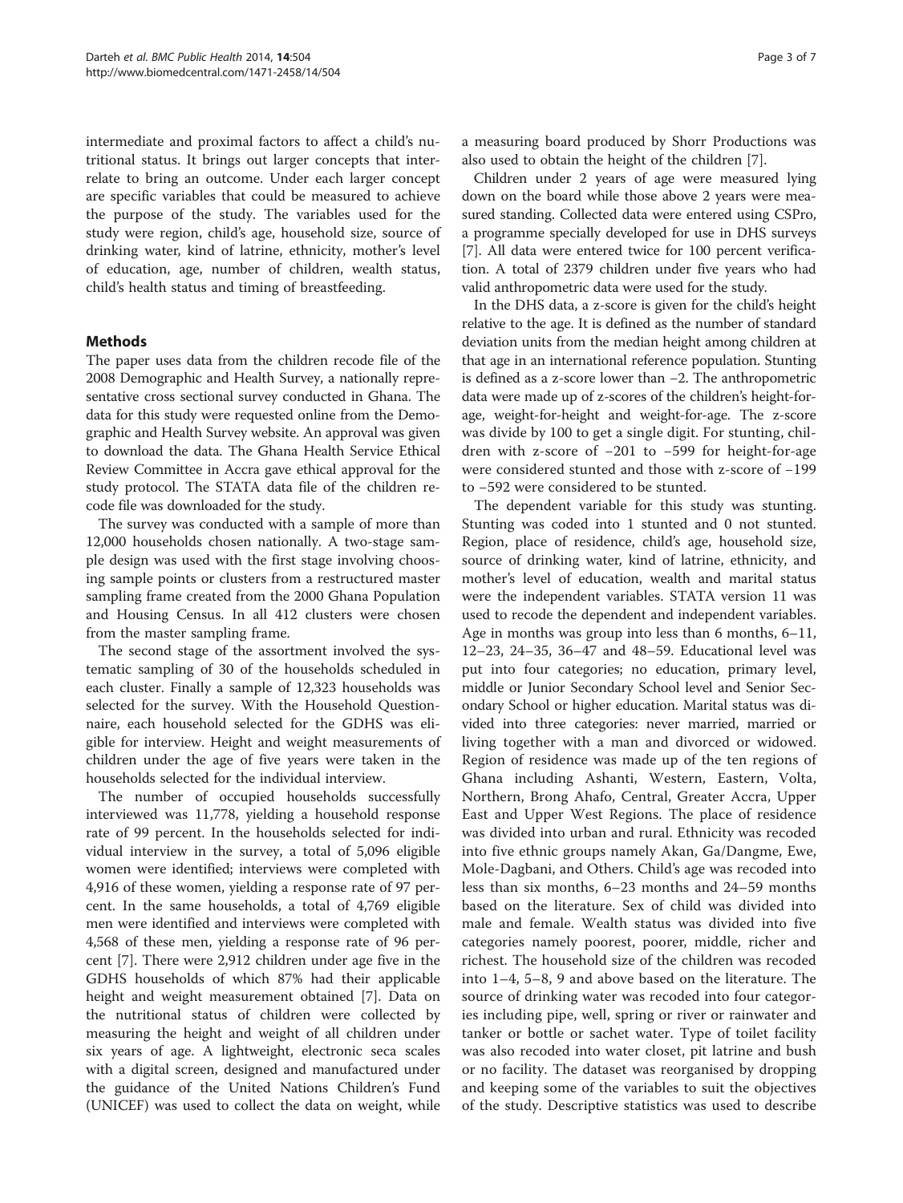intermediate and proximal factors to affect a child's nutritional status. It brings out larger concepts that interrelate to bring an outcome. Under each larger concept are specific variables that could be measured to achieve the purpose of the study. The variables used for the study were region, child's age, household size, source of drinking water, kind of latrine, ethnicity, mother's level of education, age, number of children, wealth status, child's health status and timing of breastfeeding.

## Methods

The paper uses data from the children recode file of the 2008 Demographic and Health Survey, a nationally representative cross sectional survey conducted in Ghana. The data for this study were requested online from the Demographic and Health Survey website. An approval was given to download the data. The Ghana Health Service Ethical Review Committee in Accra gave ethical approval for the study protocol. The STATA data file of the children recode file was downloaded for the study.

The survey was conducted with a sample of more than 12,000 households chosen nationally. A two-stage sample design was used with the first stage involving choosing sample points or clusters from a restructured master sampling frame created from the 2000 Ghana Population and Housing Census. In all 412 clusters were chosen from the master sampling frame.

The second stage of the assortment involved the systematic sampling of 30 of the households scheduled in each cluster. Finally a sample of 12,323 households was selected for the survey. With the Household Questionnaire, each household selected for the GDHS was eligible for interview. Height and weight measurements of children under the age of five years were taken in the households selected for the individual interview.

The number of occupied households successfully interviewed was 11,778, yielding a household response rate of 99 percent. In the households selected for individual interview in the survey, a total of 5,096 eligible women were identified; interviews were completed with 4,916 of these women, yielding a response rate of 97 percent. In the same households, a total of 4,769 eligible men were identified and interviews were completed with 4,568 of these men, yielding a response rate of 96 percent [7]. There were 2,912 children under age five in the GDHS households of which 87% had their applicable height and weight measurement obtained [7]. Data on the nutritional status of children were collected by measuring the height and weight of all children under six years of age. A lightweight, electronic seca scales with a digital screen, designed and manufactured under the guidance of the United Nations Children's Fund (UNICEF) was used to collect the data on weight, while a measuring board produced by Shorr Productions was also used to obtain the height of the children [7].

Children under 2 years of age were measured lying down on the board while those above 2 years were measured standing. Collected data were entered using CSPro, a programme specially developed for use in DHS surveys [7]. All data were entered twice for 100 percent verification. A total of 2379 children under five years who had valid anthropometric data were used for the study.

In the DHS data, a z-score is given for the child's height relative to the age. It is defined as the number of standard deviation units from the median height among children at that age in an international reference population. Stunting is defined as a z-score lower than −2. The anthropometric data were made up of z-scores of the children's height-for-age, weight-for-height and weight-for-age. The z-score was divide by 100 to get a single digit. For stunting, children with z-score of −201 to −599 for height-for-age were considered stunted and those with z-score of −199 to −592 were considered to be stunted.

The dependent variable for this study was stunting. Stunting was coded into 1 stunted and 0 not stunted. Region, place of residence, child's age, household size, source of drinking water, kind of latrine, ethnicity, and mother's level of education, wealth and marital status were the independent variables. STATA version 11 was used to recode the dependent and independent variables. Age in months was group into less than 6 months, 6–11, 12–23, 24–35, 36–47 and 48–59. Educational level was put into four categories; no education, primary level, middle or Junior Secondary School level and Senior Secondary School or higher education. Marital status was divided into three categories: never married, married or living together with a man and divorced or widowed. Region of residence was made up of the ten regions of Ghana including Ashanti, Western, Eastern, Volta, Northern, Brong Ahafo, Central, Greater Accra, Upper East and Upper West Regions. The place of residence was divided into urban and rural. Ethnicity was recoded into five ethnic groups namely Akan, Ga/Dangme, Ewe, Mole-Dagbani, and Others. Child's age was recoded into less than six months, 6–23 months and 24–59 months based on the literature. Sex of child was divided into male and female. Wealth status was divided into five categories namely poorest, poorer, middle, richer and richest. The household size of the children was recoded into 1–4, 5–8, 9 and above based on the literature. The source of drinking water was recoded into four categories including pipe, well, spring or river or rainwater and tanker or bottle or sachet water. Type of toilet facility was also recoded into water closet, pit latrine and bush or no facility. The dataset was reorganised by dropping and keeping some of the variables to suit the objectives of the study. Descriptive statistics was used to describe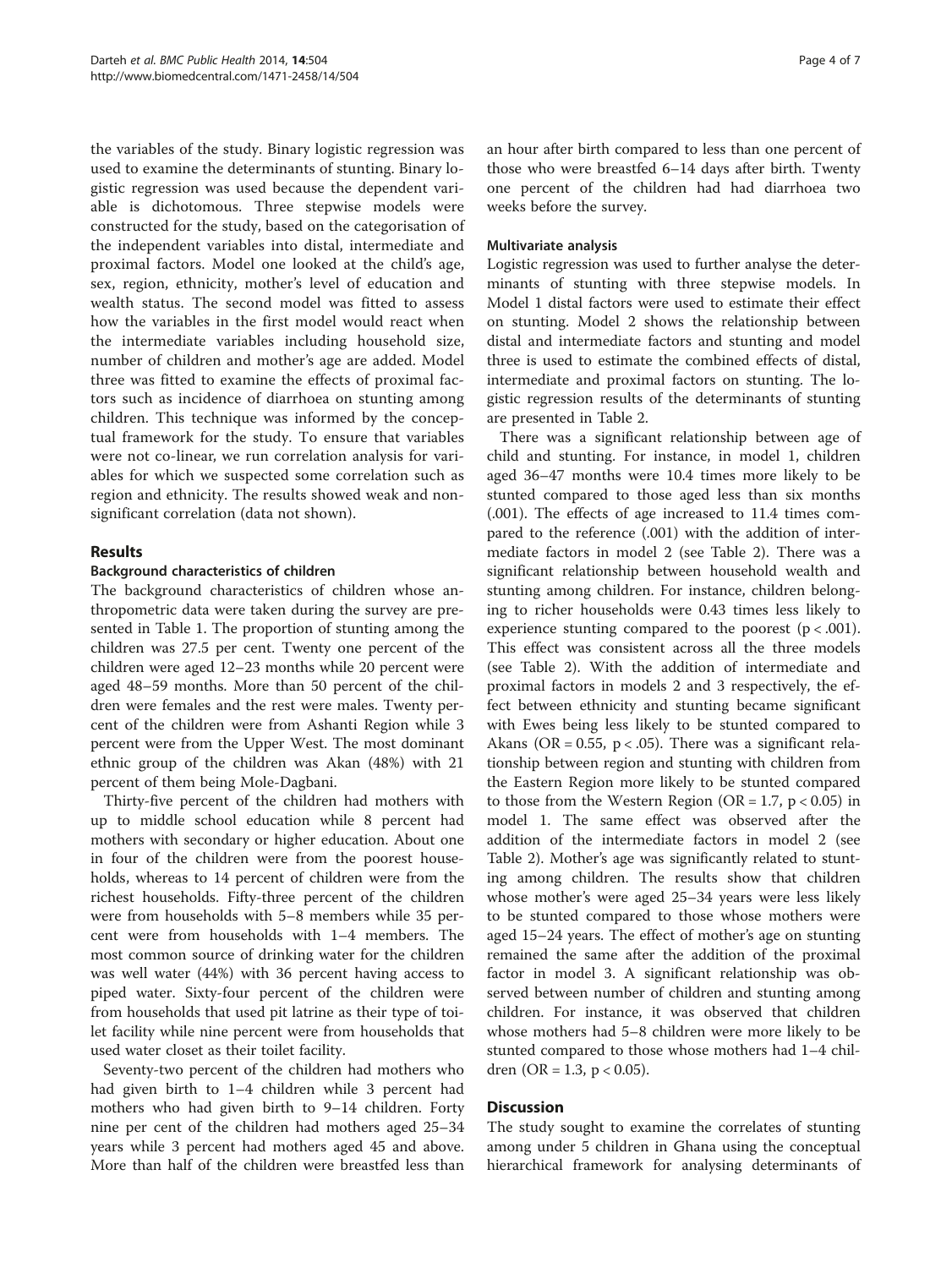the variables of the study. Binary logistic regression was used to examine the determinants of stunting. Binary logistic regression was used because the dependent variable is dichotomous. Three stepwise models were constructed for the study, based on the categorisation of the independent variables into distal, intermediate and proximal factors. Model one looked at the child's age, sex, region, ethnicity, mother's level of education and wealth status. The second model was fitted to assess how the variables in the first model would react when the intermediate variables including household size, number of children and mother's age are added. Model three was fitted to examine the effects of proximal factors such as incidence of diarrhoea on stunting among children. This technique was informed by the conceptual framework for the study. To ensure that variables were not co-linear, we run correlation analysis for variables for which we suspected some correlation such as region and ethnicity. The results showed weak and non-significant correlation (data not shown).

## Results

### Background characteristics of children

The background characteristics of children whose anthropometric data were taken during the survey are presented in Table 1. The proportion of stunting among the children was 27.5 per cent. Twenty one percent of the children were aged 12–23 months while 20 percent were aged 48–59 months. More than 50 percent of the children were females and the rest were males. Twenty percent of the children were from Ashanti Region while 3 percent were from the Upper West. The most dominant ethnic group of the children was Akan (48%) with 21 percent of them being Mole-Dagbani.

Thirty-five percent of the children had mothers with up to middle school education while 8 percent had mothers with secondary or higher education. About one in four of the children were from the poorest households, whereas to 14 percent of children were from the richest households. Fifty-three percent of the children were from households with 5–8 members while 35 percent were from households with 1–4 members. The most common source of drinking water for the children was well water (44%) with 36 percent having access to piped water. Sixty-four percent of the children were from households that used pit latrine as their type of toilet facility while nine percent were from households that used water closet as their toilet facility.

Seventy-two percent of the children had mothers who had given birth to 1–4 children while 3 percent had mothers who had given birth to 9–14 children. Forty nine per cent of the children had mothers aged 25–34 years while 3 percent had mothers aged 45 and above. More than half of the children were breastfed less than an hour after birth compared to less than one percent of those who were breastfed 6–14 days after birth. Twenty one percent of the children had had diarrhoea two weeks before the survey.

### Multivariate analysis

Logistic regression was used to further analyse the determinants of stunting with three stepwise models. In Model 1 distal factors were used to estimate their effect on stunting. Model 2 shows the relationship between distal and intermediate factors and stunting and model three is used to estimate the combined effects of distal, intermediate and proximal factors on stunting. The logistic regression results of the determinants of stunting are presented in Table 2.

There was a significant relationship between age of child and stunting. For instance, in model 1, children aged 36–47 months were 10.4 times more likely to be stunted compared to those aged less than six months (.001). The effects of age increased to 11.4 times compared to the reference (.001) with the addition of intermediate factors in model 2 (see Table 2). There was a significant relationship between household wealth and stunting among children. For instance, children belonging to richer households were 0.43 times less likely to experience stunting compared to the poorest ($p < .001$). This effect was consistent across all the three models (see Table 2). With the addition of intermediate and proximal factors in models 2 and 3 respectively, the effect between ethnicity and stunting became significant with Ewes being less likely to be stunted compared to Akans ($OR = 0.55$, $p < .05$). There was a significant relationship between region and stunting with children from the Eastern Region more likely to be stunted compared to those from the Western Region ($OR = 1.7$, $p < 0.05$) in model 1. The same effect was observed after the addition of the intermediate factors in model 2 (see Table 2). Mother's age was significantly related to stunting among children. The results show that children whose mother's were aged 25–34 years were less likely to be stunted compared to those whose mothers were aged 15–24 years. The effect of mother's age on stunting remained the same after the addition of the proximal factor in model 3. A significant relationship was observed between number of children and stunting among children. For instance, it was observed that children whose mothers had 5–8 children were more likely to be stunted compared to those whose mothers had 1–4 children ($OR = 1.3$, $p < 0.05$).

## Discussion

The study sought to examine the correlates of stunting among under 5 children in Ghana using the conceptual hierarchical framework for analysing determinants of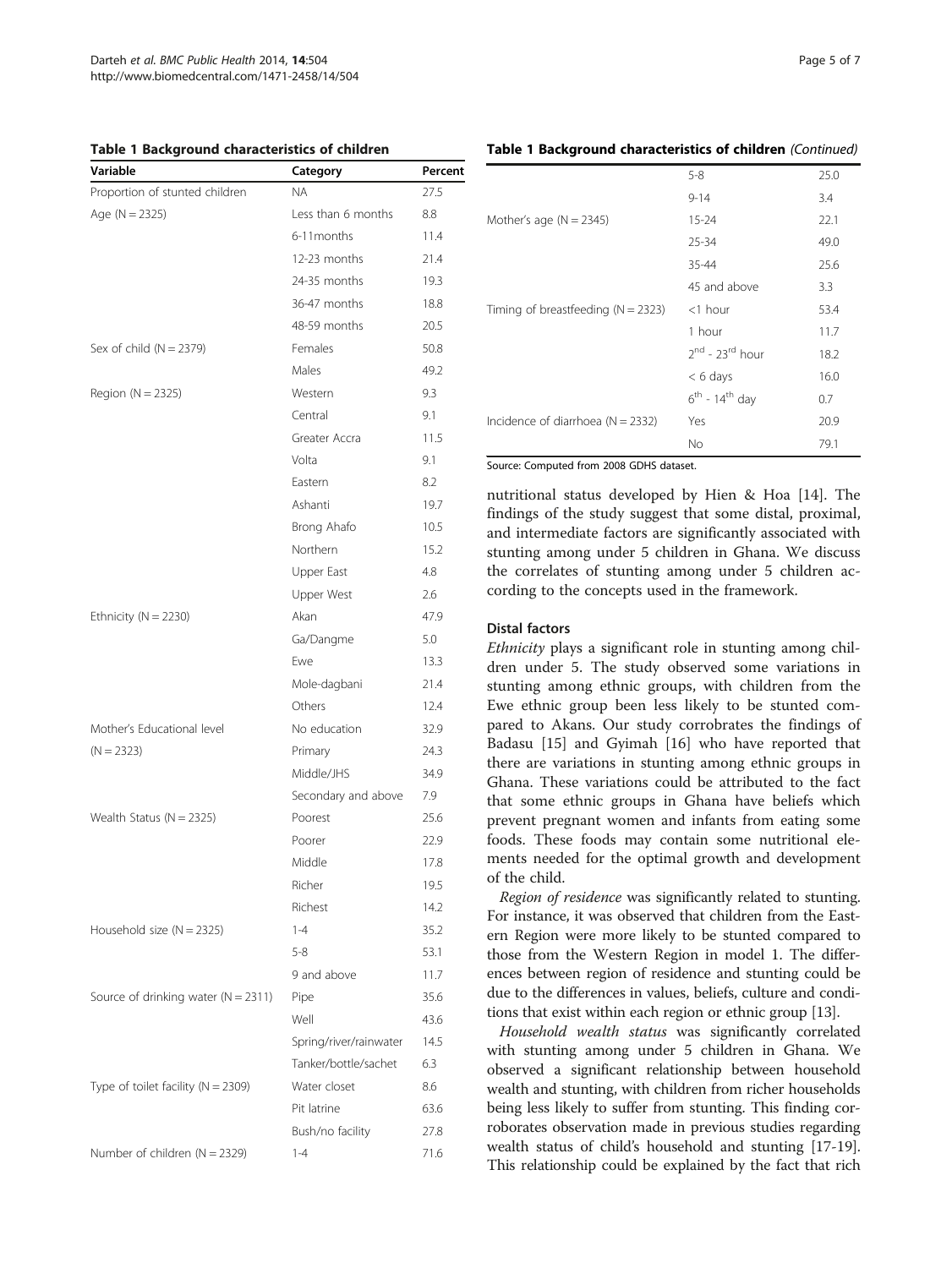**Table 1 Background characteristics of children**

| Variable | Category | Percent |
|---|---|---|
| Proportion of stunted children | NA | 27.5 |
| Age (N = 2325) | Less than 6 months | 8.8 |
| | 6-11months | 11.4 |
| | 12-23 months | 21.4 |
| | 24-35 months | 19.3 |
| | 36-47 months | 18.8 |
| | 48-59 months | 20.5 |
| Sex of child (N = 2379) | Females | 50.8 |
| | Males | 49.2 |
| Region (N = 2325) | Western | 9.3 |
| | Central | 9.1 |
| | Greater Accra | 11.5 |
| | Volta | 9.1 |
| | Eastern | 8.2 |
| | Ashanti | 19.7 |
| | Brong Ahafo | 10.5 |
| | Northern | 15.2 |
| | Upper East | 4.8 |
| | Upper West | 2.6 |
| Ethnicity (N = 2230) | Akan | 47.9 |
| | Ga/Dangme | 5.0 |
| | Ewe | 13.3 |
| | Mole-dagbani | 21.4 |
| | Others | 12.4 |
| Mother's Educational level (N = 2323) | No education | 32.9 |
| | Primary | 24.3 |
| | Middle/JHS | 34.9 |
| | Secondary and above | 7.9 |
| Wealth Status (N = 2325) | Poorest | 25.6 |
| | Poorer | 22.9 |
| | Middle | 17.8 |
| | Richer | 19.5 |
| | Richest | 14.2 |
| Household size (N = 2325) | 1-4 | 35.2 |
| | 5-8 | 53.1 |
| | 9 and above | 11.7 |
| Source of drinking water (N = 2311) | Pipe | 35.6 |
| | Well | 43.6 |
| | Spring/river/rainwater | 14.5 |
| | Tanker/bottle/sachet | 6.3 |
| Type of toilet facility (N = 2309) | Water closet | 8.6 |
| | Pit latrine | 63.6 |
| | Bush/no facility | 27.8 |
| Number of children (N = 2329) | 1-4 | 71.6 |
| | 5-8 | 25.0 |
| | 9-14 | 3.4 |
| Mother's age (N = 2345) | 15-24 | 22.1 |
| | 25-34 | 49.0 |
| | 35-44 | 25.6 |
| | 45 and above | 3.3 |
| Timing of breastfeeding (N = 2323) | <1 hour | 53.4 |
| | 1 hour | 11.7 |
| | 2nd - 23rd hour | 18.2 |
| | < 6 days | 16.0 |
| | 6th - 14th day | 0.7 |
| Incidence of diarrhoea (N = 2332) | Yes | 20.9 |
| | No | 79.1 |

Source: Computed from 2008 GDHS dataset.

nutritional status developed by Hien & Hoa [14]. The findings of the study suggest that some distal, proximal, and intermediate factors are significantly associated with stunting among under 5 children in Ghana. We discuss the correlates of stunting among under 5 children according to the concepts used in the framework.

### Distal factors

*Ethnicity* plays a significant role in stunting among children under 5. The study observed some variations in stunting among ethnic groups, with children from the Ewe ethnic group been less likely to be stunted compared to Akans. Our study corrobrates the findings of Badasu [15] and Gyimah [16] who have reported that there are variations in stunting among ethnic groups in Ghana. These variations could be attributed to the fact that some ethnic groups in Ghana have beliefs which prevent pregnant women and infants from eating some foods. These foods may contain some nutritional elements needed for the optimal growth and development of the child.

*Region of residence* was significantly related to stunting. For instance, it was observed that children from the Eastern Region were more likely to be stunted compared to those from the Western Region in model 1. The differences between region of residence and stunting could be due to the differences in values, beliefs, culture and conditions that exist within each region or ethnic group [13].

*Household wealth status* was significantly correlated with stunting among under 5 children in Ghana. We observed a significant relationship between household wealth and stunting, with children from richer households being less likely to suffer from stunting. This finding corroborates observation made in previous studies regarding wealth status of child's household and stunting [17-19]. This relationship could be explained by the fact that rich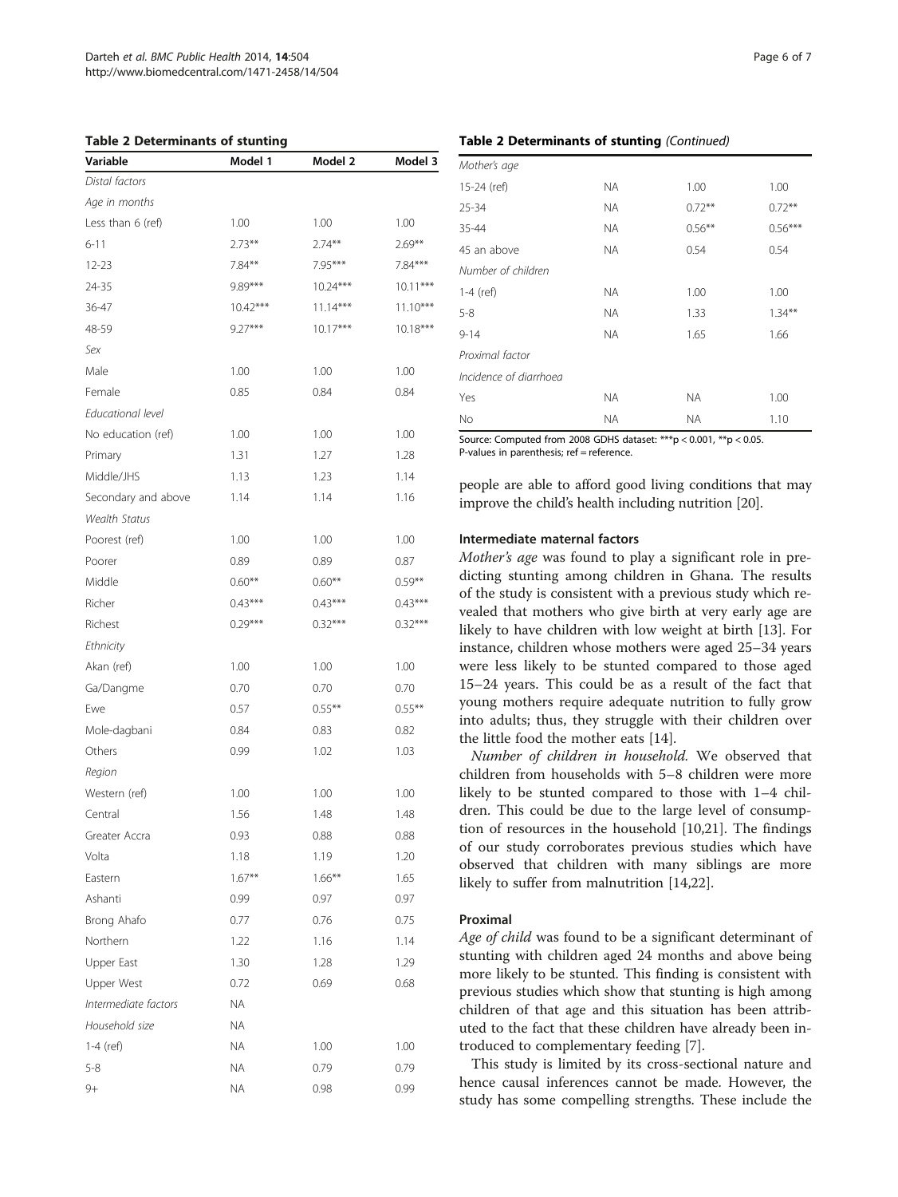**Table 2 Determinants of stunting**

| Variable | Model 1 | Model 2 | Model 3 |
|---|---|---|---|
| *Distal factors* | | | |
| *Age in months* | | | |
| Less than 6 (ref) | 1.00 | 1.00 | 1.00 |
| 6-11 | 2.73** | 2.74** | 2.69** |
| 12-23 | 7.84** | 7.95*** | 7.84*** |
| 24-35 | 9.89*** | 10.24*** | 10.11*** |
| 36-47 | 10.42*** | 11.14*** | 11.10*** |
| 48-59 | 9.27*** | 10.17*** | 10.18*** |
| *Sex* | | | |
| Male | 1.00 | 1.00 | 1.00 |
| Female | 0.85 | 0.84 | 0.84 |
| *Educational level* | | | |
| No education (ref) | 1.00 | 1.00 | 1.00 |
| Primary | 1.31 | 1.27 | 1.28 |
| Middle/JHS | 1.13 | 1.23 | 1.14 |
| Secondary and above | 1.14 | 1.14 | 1.16 |
| *Wealth Status* | | | |
| Poorest (ref) | 1.00 | 1.00 | 1.00 |
| Poorer | 0.89 | 0.89 | 0.87 |
| Middle | 0.60** | 0.60** | 0.59** |
| Richer | 0.43*** | 0.43*** | 0.43*** |
| Richest | 0.29*** | 0.32*** | 0.32*** |
| *Ethnicity* | | | |
| Akan (ref) | 1.00 | 1.00 | 1.00 |
| Ga/Dangme | 0.70 | 0.70 | 0.70 |
| Ewe | 0.57 | 0.55** | 0.55** |
| Mole-dagbani | 0.84 | 0.83 | 0.82 |
| Others | 0.99 | 1.02 | 1.03 |
| *Region* | | | |
| Western (ref) | 1.00 | 1.00 | 1.00 |
| Central | 1.56 | 1.48 | 1.48 |
| Greater Accra | 0.93 | 0.88 | 0.88 |
| Volta | 1.18 | 1.19 | 1.20 |
| Eastern | 1.67** | 1.66** | 1.65 |
| Ashanti | 0.99 | 0.97 | 0.97 |
| Brong Ahafo | 0.77 | 0.76 | 0.75 |
| Northern | 1.22 | 1.16 | 1.14 |
| Upper East | 1.30 | 1.28 | 1.29 |
| Upper West | 0.72 | 0.69 | 0.68 |
| *Intermediate factors* | NA | | |
| *Household size* | NA | | |
| 1-4 (ref) | NA | 1.00 | 1.00 |
| 5-8 | NA | 0.79 | 0.79 |
| 9+ | NA | 0.98 | 0.99 |
| *Mother's age* | | | |
| 15-24 (ref) | NA | 1.00 | 1.00 |
| 25-34 | NA | 0.72** | 0.72** |
| 35-44 | NA | 0.56** | 0.56*** |
| 45 an above | NA | 0.54 | 0.54 |
| *Number of children* | | | |
| 1-4 (ref) | NA | 1.00 | 1.00 |
| 5-8 | NA | 1.33 | 1.34** |
| 9-14 | NA | 1.65 | 1.66 |
| *Proximal factor* | | | |
| *Incidence of diarrhoea* | | | |
| Yes | NA | NA | 1.00 |
| No | NA | NA | 1.10 |

Source: Computed from 2008 GDHS dataset: ***$p < 0.001$, **$p < 0.05$.
P-values in parenthesis; ref = reference.

people are able to afford good living conditions that may improve the child's health including nutrition [20].

### Intermediate maternal factors

*Mother's age* was found to play a significant role in predicting stunting among children in Ghana. The results of the study is consistent with a previous study which revealed that mothers who give birth at very early age are likely to have children with low weight at birth [13]. For instance, children whose mothers were aged 25–34 years were less likely to be stunted compared to those aged 15–24 years. This could be as a result of the fact that young mothers require adequate nutrition to fully grow into adults; thus, they struggle with their children over the little food the mother eats [14].

*Number of children in household.* We observed that children from households with 5–8 children were more likely to be stunted compared to those with 1–4 children. This could be due to the large level of consumption of resources in the household [10,21]. The findings of our study corroborates previous studies which have observed that children with many siblings are more likely to suffer from malnutrition [14,22].

### Proximal

*Age of child* was found to be a significant determinant of stunting with children aged 24 months and above being more likely to be stunted. This finding is consistent with previous studies which show that stunting is high among children of that age and this situation has been attributed to the fact that these children have already been introduced to complementary feeding [7].

This study is limited by its cross-sectional nature and hence causal inferences cannot be made. However, the study has some compelling strengths. These include the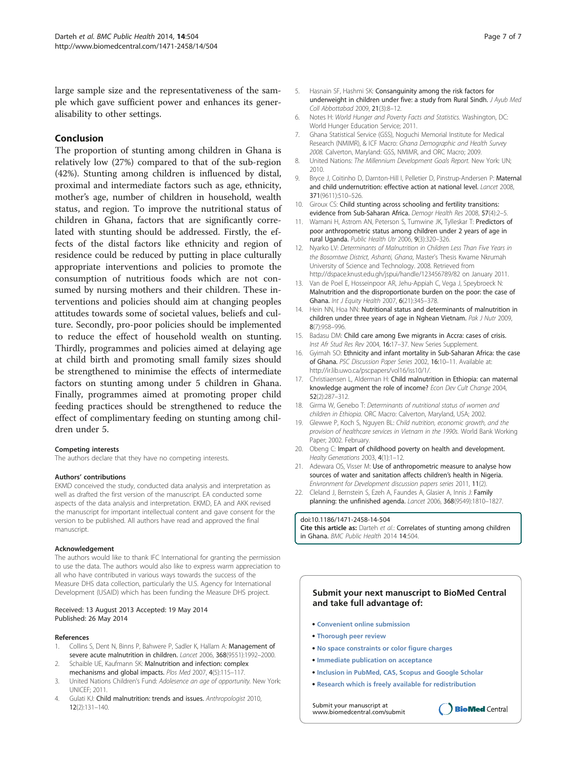large sample size and the representativeness of the sample which gave sufficient power and enhances its generalisability to other settings.

## Conclusion

The proportion of stunting among children in Ghana is relatively low (27%) compared to that of the sub-region (42%). Stunting among children is influenced by distal, proximal and intermediate factors such as age, ethnicity, mother's age, number of children in household, wealth status, and region. To improve the nutritional status of children in Ghana, factors that are significantly correlated with stunting should be addressed. Firstly, the effects of the distal factors like ethnicity and region of residence could be reduced by putting in place culturally appropriate interventions and policies to promote the consumption of nutritious foods which are not consumed by nursing mothers and their children. These interventions and policies should aim at changing peoples attitudes towards some of societal values, beliefs and culture. Secondly, pro-poor policies should be implemented to reduce the effect of household wealth on stunting. Thirdly, programmes and policies aimed at delaying age at child birth and promoting small family sizes should be strengthened to minimise the effects of intermediate factors on stunting among under 5 children in Ghana. Finally, programmes aimed at promoting proper child feeding practices should be strengthened to reduce the effect of complimentary feeding on stunting among children under 5.

#### Competing interests

The authors declare that they have no competing interests.

#### Authors' contributions

EKMD conceived the study, conducted data analysis and interpretation as well as drafted the first version of the manuscript. EA conducted some aspects of the data analysis and interpretation. EKMD, EA and AKK revised the manuscript for important intellectual content and gave consent for the version to be published. All authors have read and approved the final manuscript.

#### Acknowledgement

The authors would like to thank IFC International for granting the permission to use the data. The authors would also like to express warm appreciation to all who have contributed in various ways towards the success of the Measure DHS data collection, particularly the U.S. Agency for International Development (USAID) which has been funding the Measure DHS project.

Received: 13 August 2013 Accepted: 19 May 2014
Published: 26 May 2014

#### References

1. Collins S, Dent N, Binns P, Bahwere P, Sadler K, Hallam A: **Management of severe acute malnutrition in children.** *Lancet* 2006, **368**(9551):1992–2000.
2. Schaible UE, Kaufmann SK: **Malnutrition and infection: complex mechanisms and global impacts.** *Plos Med* 2007, **4**(5):115–117.
3. United Nations Children's Fund: *Adolescence an age of opportunity.* New York: UNICEF; 2011.
4. Gulati KJ: **Child malnutrition: trends and issues.** *Anthropologist* 2010, **12**(2):131–140.
5. Hasnain SF, Hashmi SK: **Consanguinity among the risk factors for underweight in children under five: a study from Rural Sindh.** *J Ayub Med Coll Abbottabad* 2009, **21**(3):8–12.
6. Notes H: *World Hunger and Poverty Facts and Statistics.* Washington, DC: World Hunger Education Service; 2011.
7. Ghana Statistical Service (GSS), Noguchi Memorial Institute for Medical Research (NMIMR), & ICF Macro: *Ghana Demographic and Health Survey 2008.* Calverton, Maryland: GSS, NMIMR, and ORC Macro; 2009.
8. United Nations: *The Millennium Development Goals Report.* New York: UN; 2010.
9. Bryce J, Coitinho D, Darnton-Hill I, Pelletier D, Pinstrup-Andersen P: **Maternal and child undernutrition: effective action at national level.** *Lancet* 2008, **371**(9611):510–526.
10. Giroux CS: **Child stunting across schooling and fertility transitions: evidence from Sub-Saharan Africa.** *Demogr Health Res* 2008, **57**(4):2–5.
11. Wamani H, Astrom AN, Peterson S, Tumwine JK, Tylleskar T: **Predictors of poor anthropometric status among children under 2 years of age in rural Uganda.** *Public Health Utr* 2006, **9**(3):320–326.
12. Nyarko LV: *Determinants of Malnutrition in Children Less Than Five Years in the Bosomtwe District, Ashanti, Ghana*, Master's Thesis Kwame Nkrumah University of Science and Technology. 2008. Retrieved from http://dspace.knust.edu.gh/jspui/handle/123456789/82 on January 2011.
13. Van de Poel E, Hosseinpoor AR, Jehu-Appiah C, Vega J, Speybroeck N: **Malnutrition and the disproportionate burden on the poor: the case of Ghana.** *Int J Equity Health* 2007, **6**(21):345–378.
14. Hein NN, Hoa NN: **Nutritional status and determinants of malnutrition in children under three years of age in Nghean Vietnam.** *Pak J Nutr* 2009, **8**(7):958–996.
15. Badasu DM: **Child care among Ewe migrants in Accra: cases of crisis.** *Inst Afr Stud Res Rev* 2004, **16**:17–37. New Series Supplement.
16. Gyimah SO: **Ethnicity and infant mortality in Sub-Saharan Africa: the case of Ghana.** *PSC Discussion Paper Series* 2002, **16**:10–11. Available at: http://ir.lib.uwo.ca/pscpapers/vol16/iss10/1/.
17. Christiaensen L, Alderman H: **Child malnutrition in Ethiopia: can maternal knowledge augment the role of income?** *Econ Dev Cult Change* 2004, **52**(2):287–312.
18. Girma W, Genebo T: *Determinants of nutritional status of women and children in Ethiopia.* ORC Macro: Calverton, Maryland, USA; 2002.
19. Glewwe P, Koch S, Nguyen BL: *Child nutrition, economic growth, and the provision of healthcare services in Vietnam in the 1990s.* World Bank Working Paper; 2002. February.
20. Obeng C: **Impart of childhood poverty on health and development.** *Healty Generations* 2003, **4**(1):1–12.
21. Adewara OS, Visser M: **Use of anthropometric measure to analyse how sources of water and sanitation affects children's health in Nigeria.** *Enivronment for Development discussion papers series* 2011, **11**(2).
22. Cleland J, Bernstein S, Ezeh A, Faundes A, Glasier A, Innis J: **Family planning: the unfinished agenda.** *Lancet* 2006, **368**(9549):1810–1827.

doi:10.1186/1471-2458-14-504
**Cite this article as:** Darteh *et al.*: Correlates of stunting among children in Ghana. *BMC Public Health* 2014 **14**:504.

**Submit your next manuscript to BioMed Central and take full advantage of:**

- **Convenient online submission**
- **Thorough peer review**
- **No space constraints or color figure charges**
- **Immediate publication on acceptance**
- **Inclusion in PubMed, CAS, Scopus and Google Scholar**
- **Research which is freely available for redistribution**

Submit your manuscript at
www.biomedcentral.com/submit